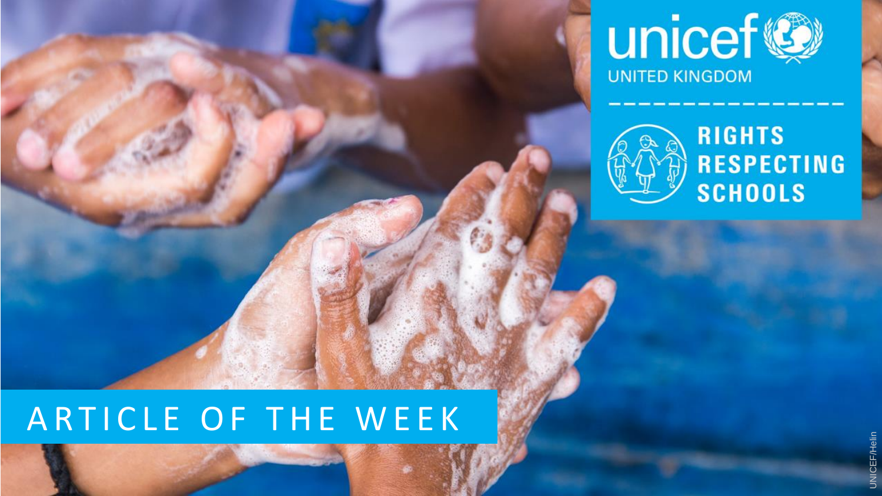unicef

UNITED KINGDOM

RIGHTS RESPECTING SCHOOLS

# ARTICLE OF THE WEEK

UNICEF/Helin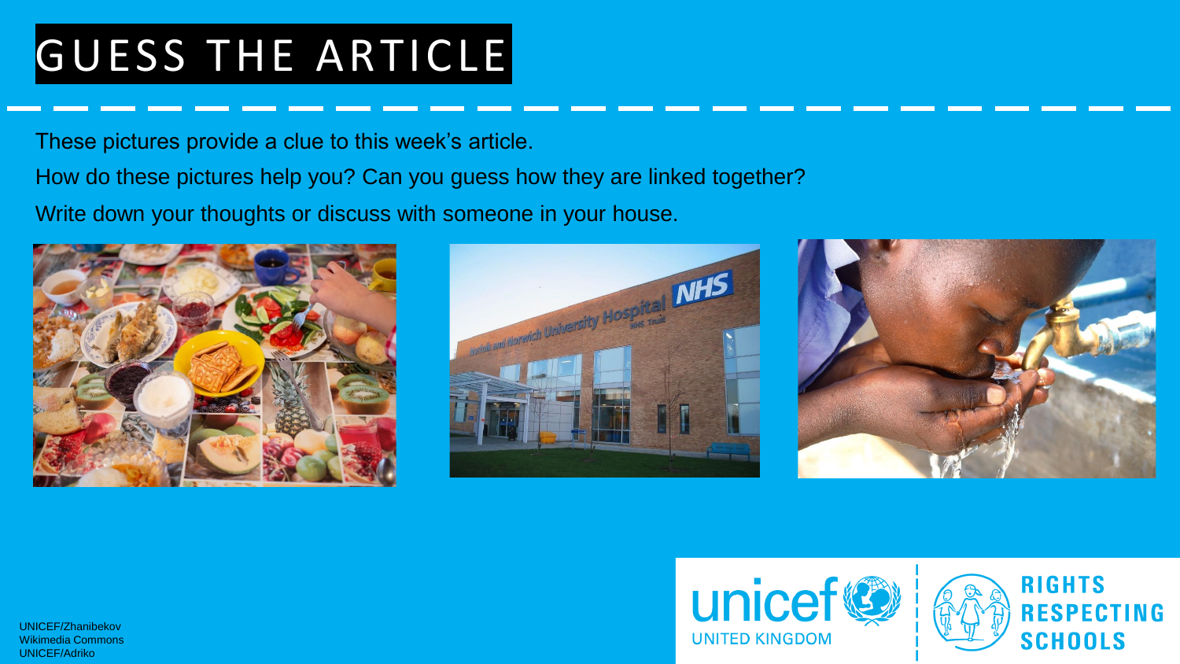# GUESS THE ARTICLE

These pictures provide a clue to this week's article.

How do these pictures help you? Can you guess how they are linked together?

Write down your thoughts or discuss with someone in your house.

UNICEF/Zhanibekov
Wikimedia Commons
UNICEF/Adriko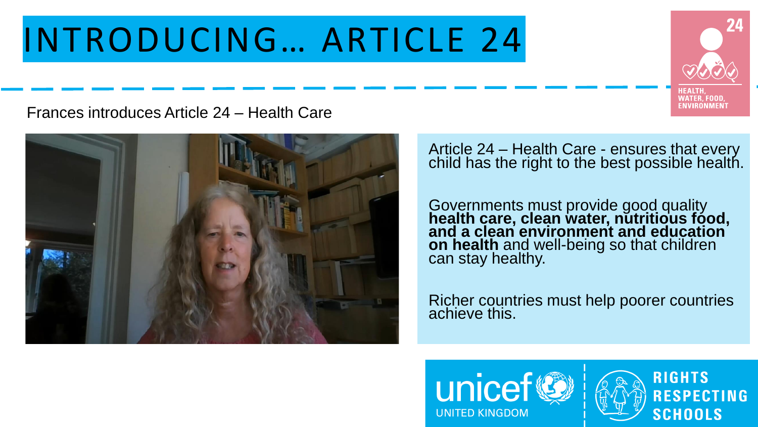# INTRODUCING… ARTICLE 24

Frances introduces Article 24 – Health Care

Article 24 – Health Care - ensures that every child has the right to the best possible health.

Governments must provide good quality **health care, clean water, nutritious food, and a clean environment and education on health** and well-being so that children can stay healthy.

Richer countries must help poorer countries achieve this.

24
HEALTH, WATER, FOOD, ENVIRONMENT

unicef UNITED KINGDOM

RIGHTS RESPECTING SCHOOLS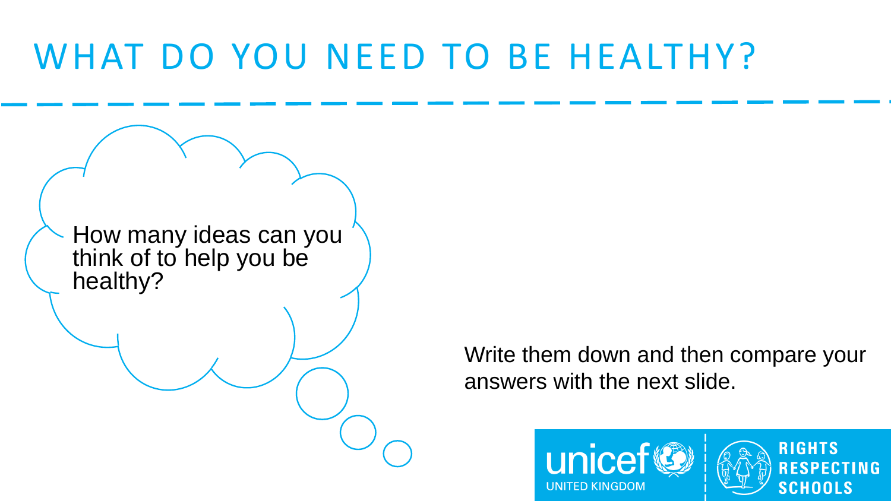# WHAT DO YOU NEED TO BE HEALTHY?

How many ideas can you think of to help you be healthy?

Write them down and then compare your answers with the next slide.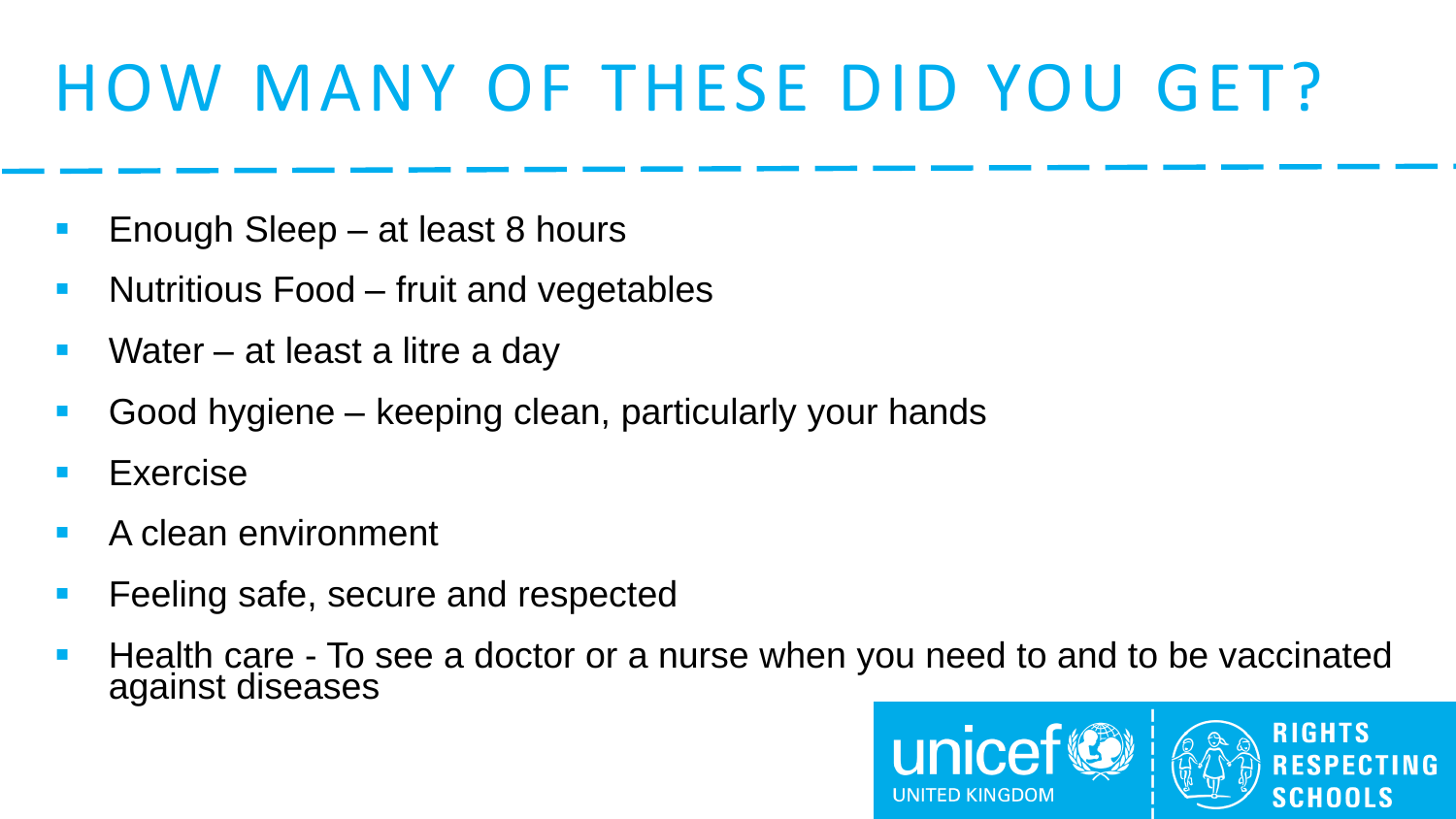# HOW MANY OF THESE DID YOU GET?

- Enough Sleep – at least 8 hours
- Nutritious Food – fruit and vegetables
- Water – at least a litre a day
- Good hygiene – keeping clean, particularly your hands
- Exercise
- A clean environment
- Feeling safe, secure and respected
- Health care - To see a doctor or a nurse when you need to and to be vaccinated against diseases

unicef UNITED KINGDOM | RIGHTS RESPECTING SCHOOLS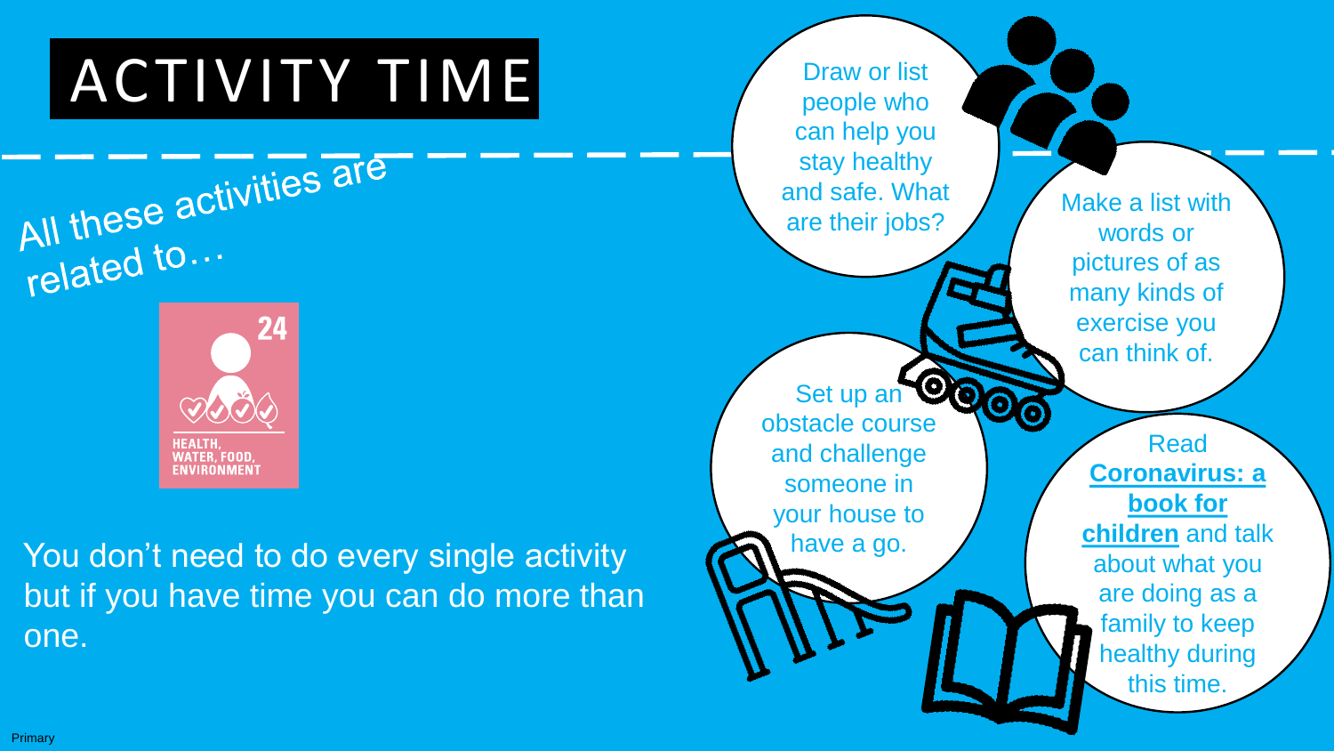# ACTIVITY TIME

All these activities are related to…

24
HEALTH, WATER, FOOD, ENVIRONMENT

You don't need to do every single activity but if you have time you can do more than one.

Draw or list people who can help you stay healthy and safe. What are their jobs?

Make a list with words or pictures of as many kinds of exercise you can think of.

Set up an obstacle course and challenge someone in your house to have a go.

Read **Coronavirus: a book for children** and talk about what you are doing as a family to keep healthy during this time.

Primary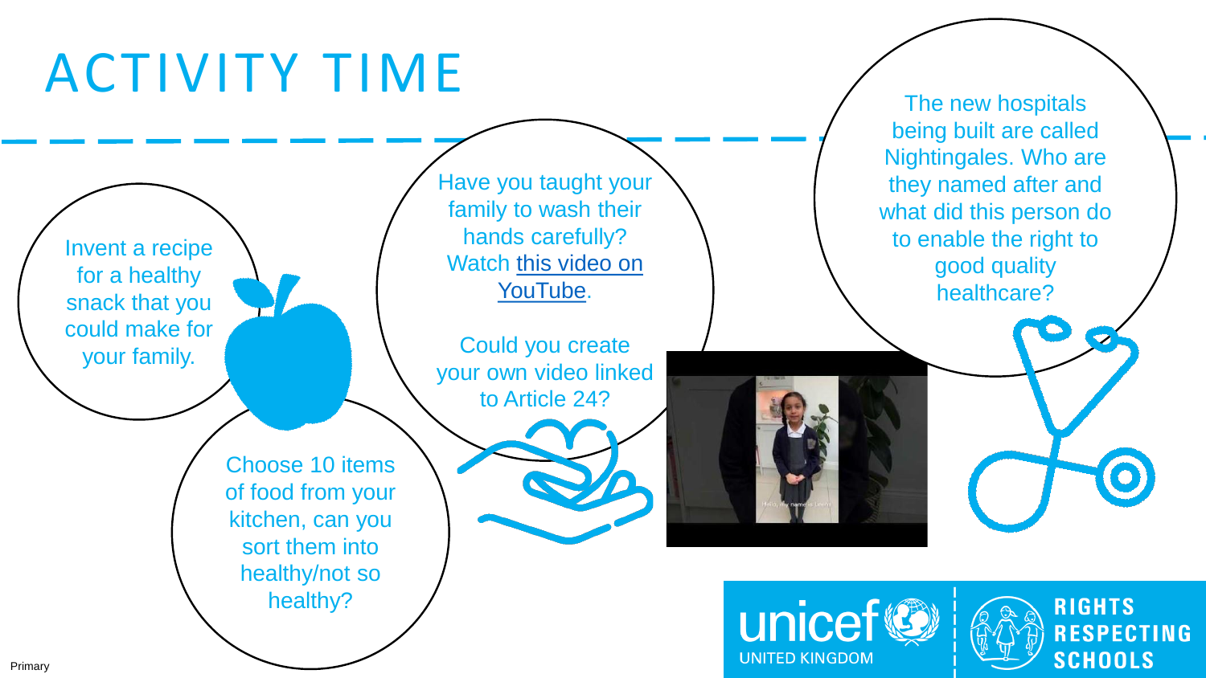# ACTIVITY TIME

Invent a recipe for a healthy snack that you could make for your family.

Choose 10 items of food from your kitchen, can you sort them into healthy/not so healthy?

Have you taught your family to wash their hands carefully? Watch this video on YouTube.

Could you create your own video linked to Article 24?

The new hospitals being built are called Nightingales. Who are they named after and what did this person do to enable the right to good quality healthcare?

unicef UNITED KINGDOM

RIGHTS RESPECTING SCHOOLS

Primary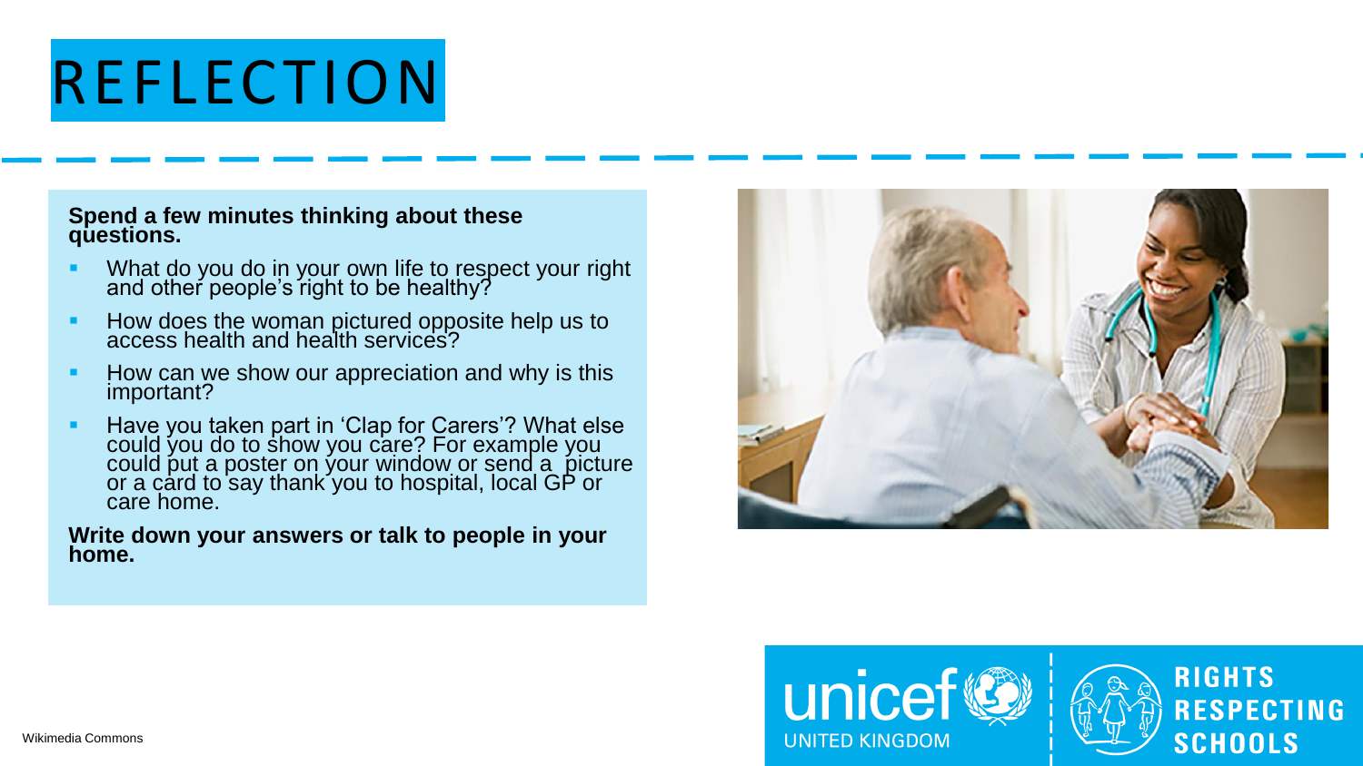# REFLECTION

**Spend a few minutes thinking about these questions.**

- What do you do in your own life to respect your right and other people's right to be healthy?
- How does the woman pictured opposite help us to access health and health services?
- How can we show our appreciation and why is this important?
- Have you taken part in 'Clap for Carers'? What else could you do to show you care? For example you could put a poster on your window or send a picture or a card to say thank you to hospital, local GP or care home.

**Write down your answers or talk to people in your home.**

Wikimedia Commons

unicef UNITED KINGDOM | RIGHTS RESPECTING SCHOOLS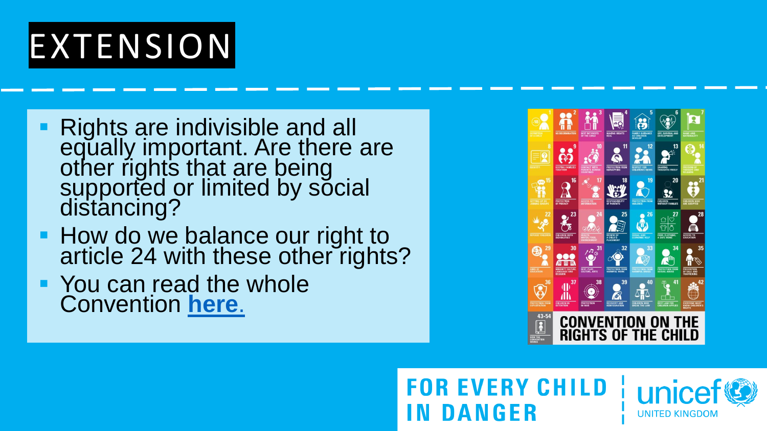# EXTENSION

- Rights are indivisible and all equally important. Are there are other rights that are being supported or limited by social distancing?
- How do we balance our right to article 24 with these other rights?
- You can read the whole Convention **here**.

FOR EVERY CHILD IN DANGER

unicef UNITED KINGDOM